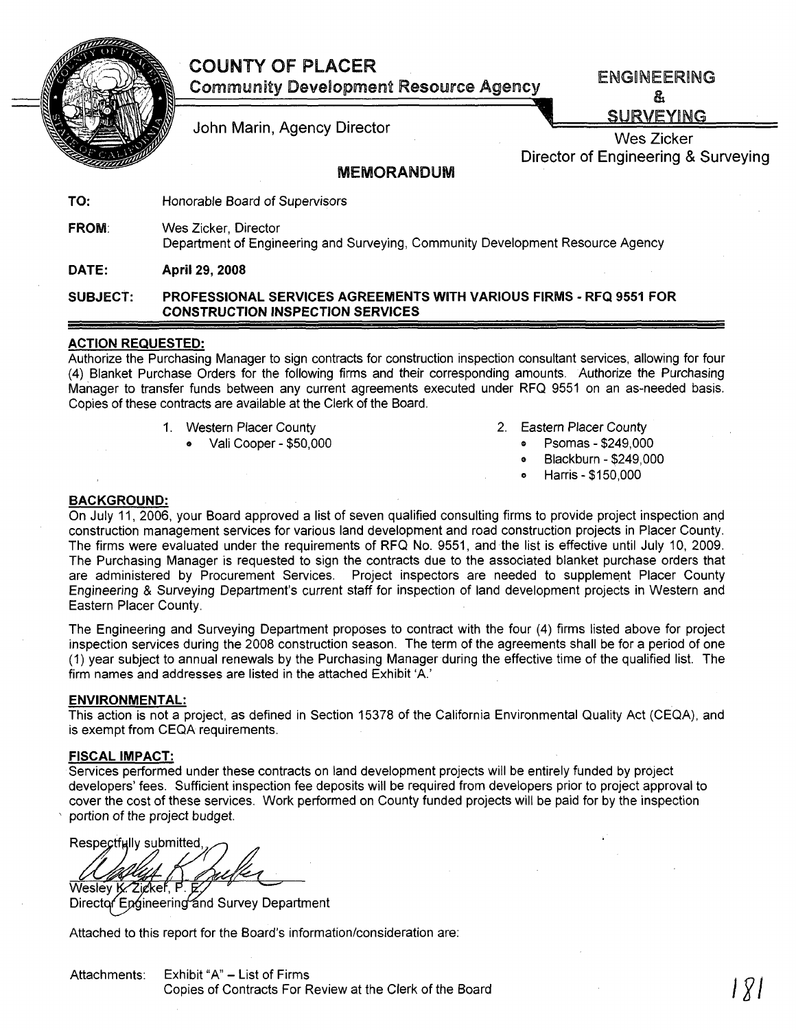# COUNTY OF PLACER

**Community Development Resource Agency**

John Marin, Agency Director

**ENGINEERING & SURVEYING**

Wes Zicker
Director of Engineering & Surveying

## MEMORANDUM

**TO:** Honorable Board of Supervisors

**FROM:** Wes Zicker, Director
Department of Engineering and Surveying, Community Development Resource Agency

**DATE:** **April 29, 2008**

**SUBJECT:** **PROFESSIONAL SERVICES AGREEMENTS WITH VARIOUS FIRMS - RFQ 9551 FOR CONSTRUCTION INSPECTION SERVICES**

### ACTION REQUESTED:

Authorize the Purchasing Manager to sign contracts for construction inspection consultant services, allowing for four (4) Blanket Purchase Orders for the following firms and their corresponding amounts. Authorize the Purchasing Manager to transfer funds between any current agreements executed under RFQ 9551 on an as-needed basis. Copies of these contracts are available at the Clerk of the Board.

1. Western Placer County
   - Vali Cooper - $50,000
2. Eastern Placer County
   - Psomas - $249,000
   - Blackburn - $249,000
   - Harris - $150,000

### BACKGROUND:

On July 11, 2006, your Board approved a list of seven qualified consulting firms to provide project inspection and construction management services for various land development and road construction projects in Placer County. The firms were evaluated under the requirements of RFQ No. 9551, and the list is effective until July 10, 2009. The Purchasing Manager is requested to sign the contracts due to the associated blanket purchase orders that are administered by Procurement Services. Project inspectors are needed to supplement Placer County Engineering & Surveying Department's current staff for inspection of land development projects in Western and Eastern Placer County.

The Engineering and Surveying Department proposes to contract with the four (4) firms listed above for project inspection services during the 2008 construction season. The term of the agreements shall be for a period of one (1) year subject to annual renewals by the Purchasing Manager during the effective time of the qualified list. The firm names and addresses are listed in the attached Exhibit 'A.'

### ENVIRONMENTAL:

This action is not a project, as defined in Section 15378 of the California Environmental Quality Act (CEQA), and is exempt from CEQA requirements.

### FISCAL IMPACT:

Services performed under these contracts on land development projects will be entirely funded by project developers' fees. Sufficient inspection fee deposits will be required from developers prior to project approval to cover the cost of these services. Work performed on County funded projects will be paid for by the inspection portion of the project budget.

Respectfully submitted,

Wesley K. Zicker, P. E.
Director Engineering and Survey Department

Attached to this report for the Board's information/consideration are:

Attachments: Exhibit "A" – List of Firms
Copies of Contracts For Review at the Clerk of the Board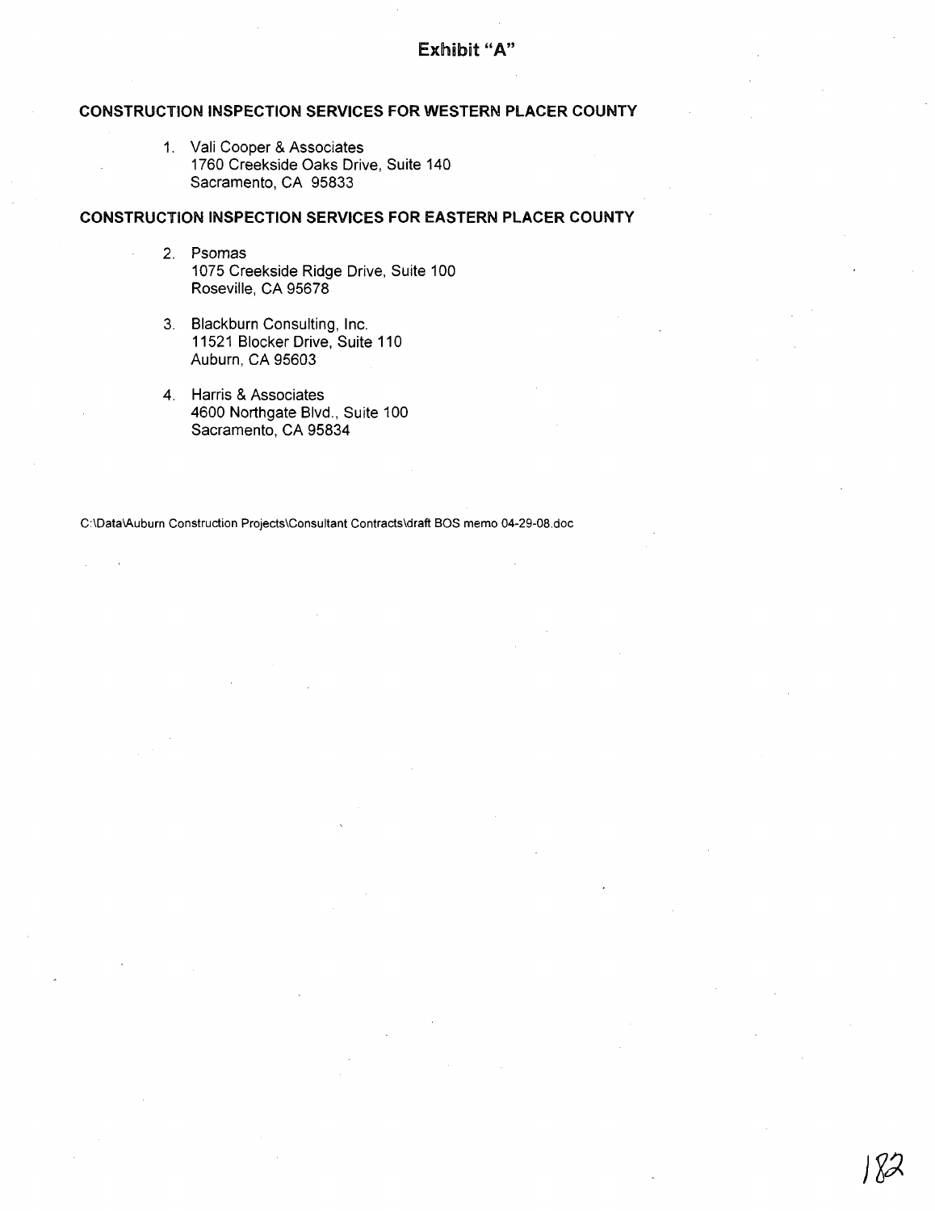# Exhibit "A"

## CONSTRUCTION INSPECTION SERVICES FOR WESTERN PLACER COUNTY

1. Vali Cooper & Associates  
   1760 Creekside Oaks Drive, Suite 140  
   Sacramento, CA 95833

## CONSTRUCTION INSPECTION SERVICES FOR EASTERN PLACER COUNTY

2. Psomas  
   1075 Creekside Ridge Drive, Suite 100  
   Roseville, CA 95678

3. Blackburn Consulting, Inc.  
   11521 Blocker Drive, Suite 110  
   Auburn, CA 95603

4. Harris & Associates  
   4600 Northgate Blvd., Suite 100  
   Sacramento, CA 95834

C:\Data\Auburn Construction Projects\Consultant Contracts\draft BOS memo 04-29-08.doc